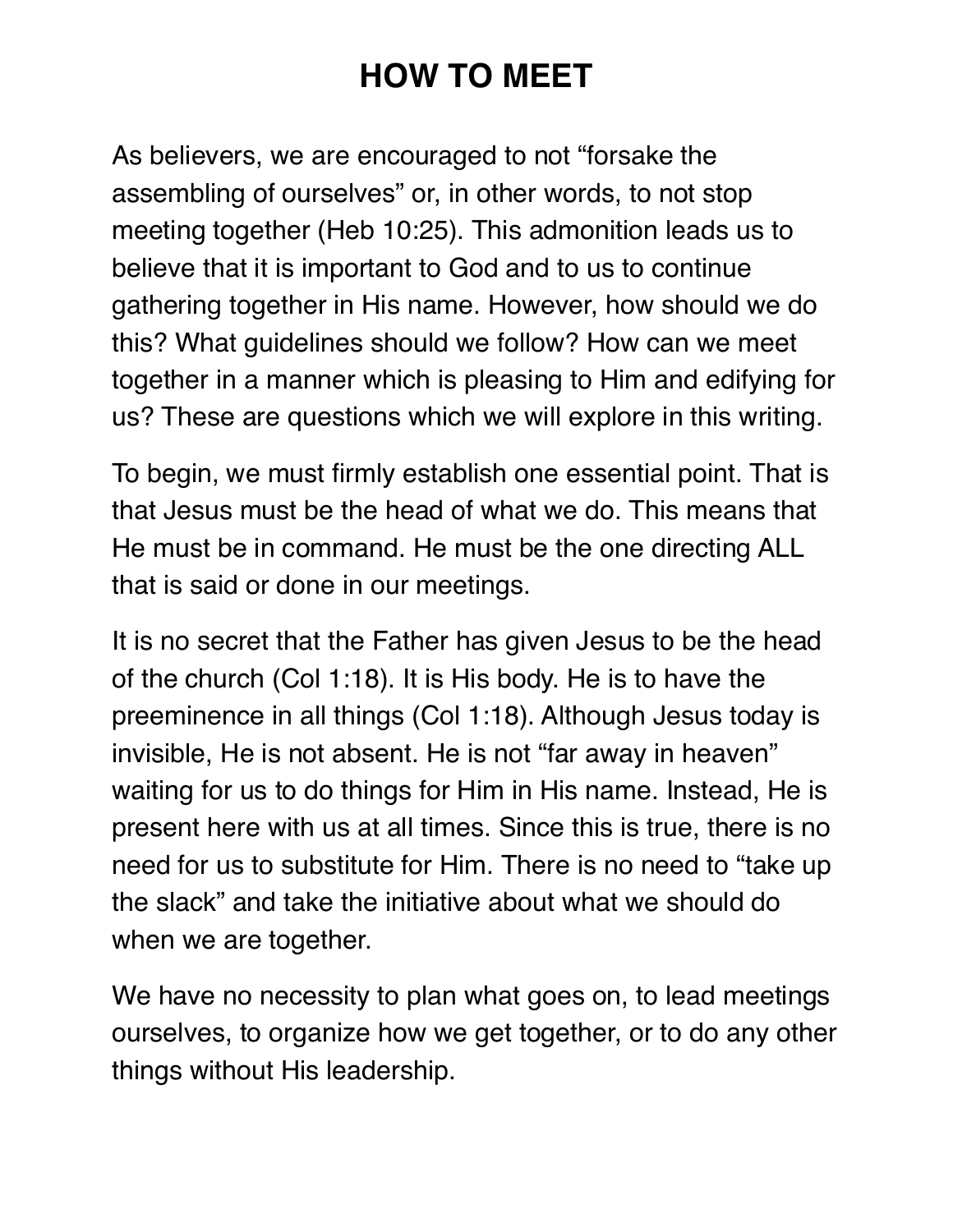# HOW TO MEET

As believers, we are encouraged to not “forsake the assembling of ourselves” or, in other words, to not stop meeting together (Heb 10:25). This admonition leads us to believe that it is important to God and to us to continue gathering together in His name. However, how should we do this? What guidelines should we follow? How can we meet together in a manner which is pleasing to Him and edifying for us? These are questions which we will explore in this writing.

To begin, we must firmly establish one essential point. That is that Jesus must be the head of what we do. This means that He must be in command. He must be the one directing ALL that is said or done in our meetings.

It is no secret that the Father has given Jesus to be the head of the church (Col 1:18). It is His body. He is to have the preeminence in all things (Col 1:18). Although Jesus today is invisible, He is not absent. He is not “far away in heaven” waiting for us to do things for Him in His name. Instead, He is present here with us at all times. Since this is true, there is no need for us to substitute for Him. There is no need to “take up the slack” and take the initiative about what we should do when we are together.

We have no necessity to plan what goes on, to lead meetings ourselves, to organize how we get together, or to do any other things without His leadership.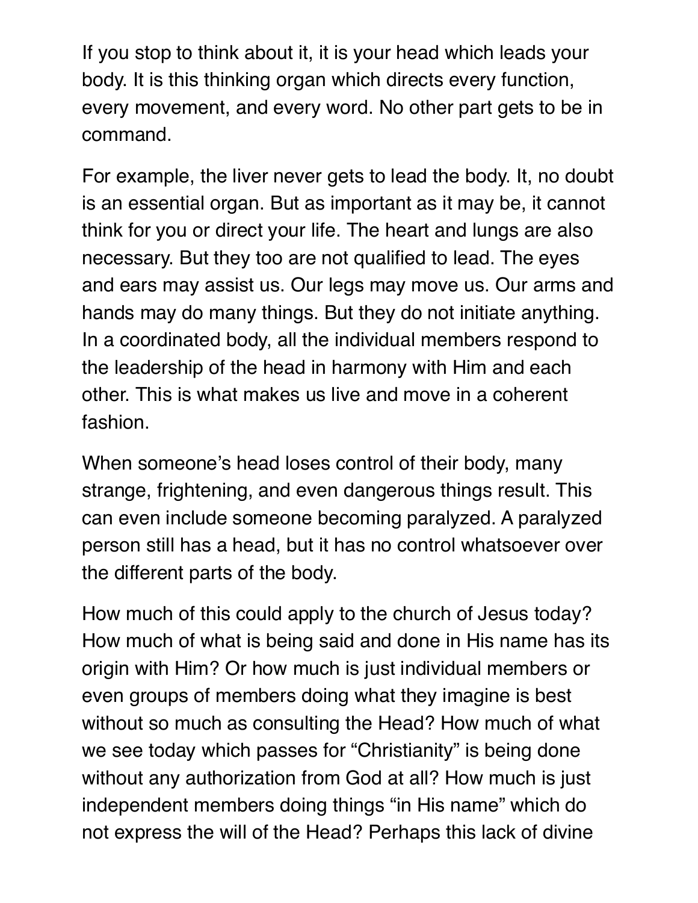If you stop to think about it, it is your head which leads your body. It is this thinking organ which directs every function, every movement, and every word. No other part gets to be in command.

For example, the liver never gets to lead the body. It, no doubt is an essential organ. But as important as it may be, it cannot think for you or direct your life. The heart and lungs are also necessary. But they too are not qualified to lead. The eyes and ears may assist us. Our legs may move us. Our arms and hands may do many things. But they do not initiate anything. In a coordinated body, all the individual members respond to the leadership of the head in harmony with Him and each other. This is what makes us live and move in a coherent fashion.

When someone's head loses control of their body, many strange, frightening, and even dangerous things result. This can even include someone becoming paralyzed. A paralyzed person still has a head, but it has no control whatsoever over the different parts of the body.

How much of this could apply to the church of Jesus today? How much of what is being said and done in His name has its origin with Him? Or how much is just individual members or even groups of members doing what they imagine is best without so much as consulting the Head? How much of what we see today which passes for "Christianity" is being done without any authorization from God at all? How much is just independent members doing things "in His name" which do not express the will of the Head? Perhaps this lack of divine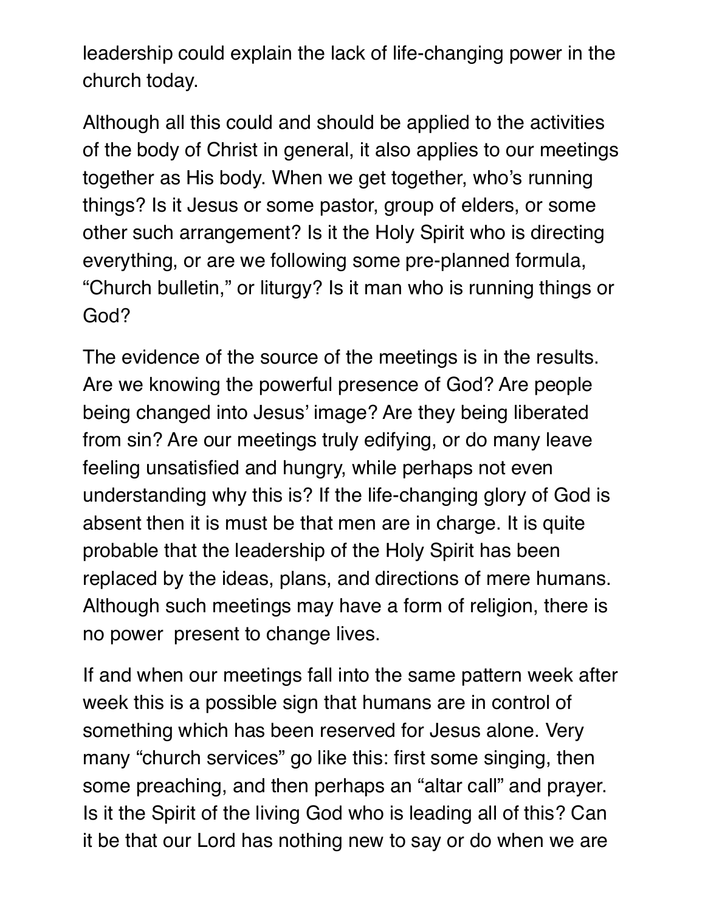leadership could explain the lack of life-changing power in the church today.

Although all this could and should be applied to the activities of the body of Christ in general, it also applies to our meetings together as His body. When we get together, who's running things? Is it Jesus or some pastor, group of elders, or some other such arrangement? Is it the Holy Spirit who is directing everything, or are we following some pre-planned formula, "Church bulletin," or liturgy? Is it man who is running things or God?

The evidence of the source of the meetings is in the results. Are we knowing the powerful presence of God? Are people being changed into Jesus' image? Are they being liberated from sin? Are our meetings truly edifying, or do many leave feeling unsatisfied and hungry, while perhaps not even understanding why this is? If the life-changing glory of God is absent then it is must be that men are in charge. It is quite probable that the leadership of the Holy Spirit has been replaced by the ideas, plans, and directions of mere humans. Although such meetings may have a form of religion, there is no power present to change lives.

If and when our meetings fall into the same pattern week after week this is a possible sign that humans are in control of something which has been reserved for Jesus alone. Very many "church services" go like this: first some singing, then some preaching, and then perhaps an "altar call" and prayer. Is it the Spirit of the living God who is leading all of this? Can it be that our Lord has nothing new to say or do when we are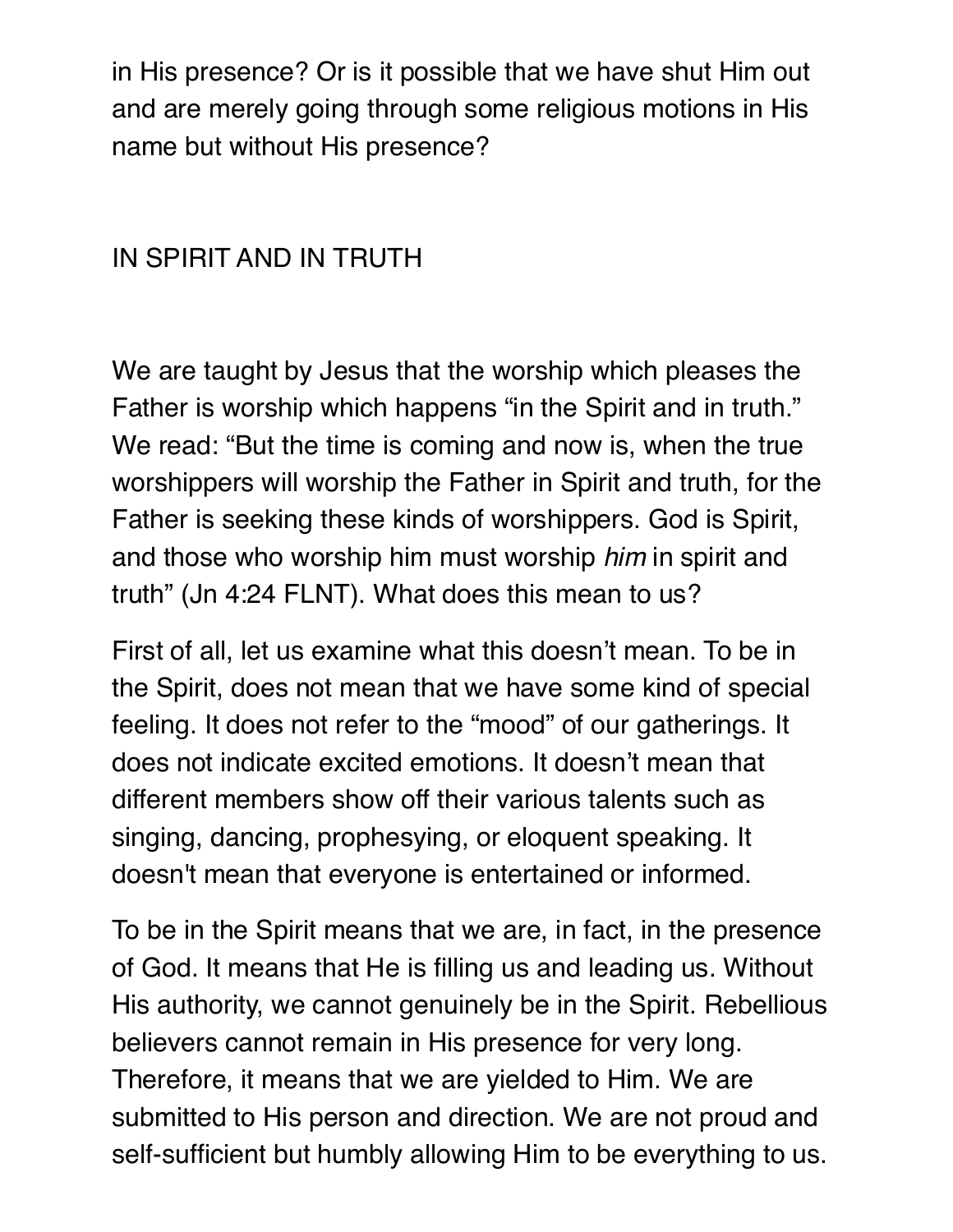in His presence? Or is it possible that we have shut Him out and are merely going through some religious motions in His name but without His presence?

## IN SPIRIT AND IN TRUTH

We are taught by Jesus that the worship which pleases the Father is worship which happens “in the Spirit and in truth.” We read: “But the time is coming and now is, when the true worshippers will worship the Father in Spirit and truth, for the Father is seeking these kinds of worshippers. God is Spirit, and those who worship him must worship *him* in spirit and truth” (Jn 4:24 FLNT). What does this mean to us?

First of all, let us examine what this doesn’t mean. To be in the Spirit, does not mean that we have some kind of special feeling. It does not refer to the “mood” of our gatherings. It does not indicate excited emotions. It doesn’t mean that different members show off their various talents such as singing, dancing, prophesying, or eloquent speaking. It doesn't mean that everyone is entertained or informed.

To be in the Spirit means that we are, in fact, in the presence of God. It means that He is filling us and leading us. Without His authority, we cannot genuinely be in the Spirit. Rebellious believers cannot remain in His presence for very long. Therefore, it means that we are yielded to Him. We are submitted to His person and direction. We are not proud and self-sufficient but humbly allowing Him to be everything to us.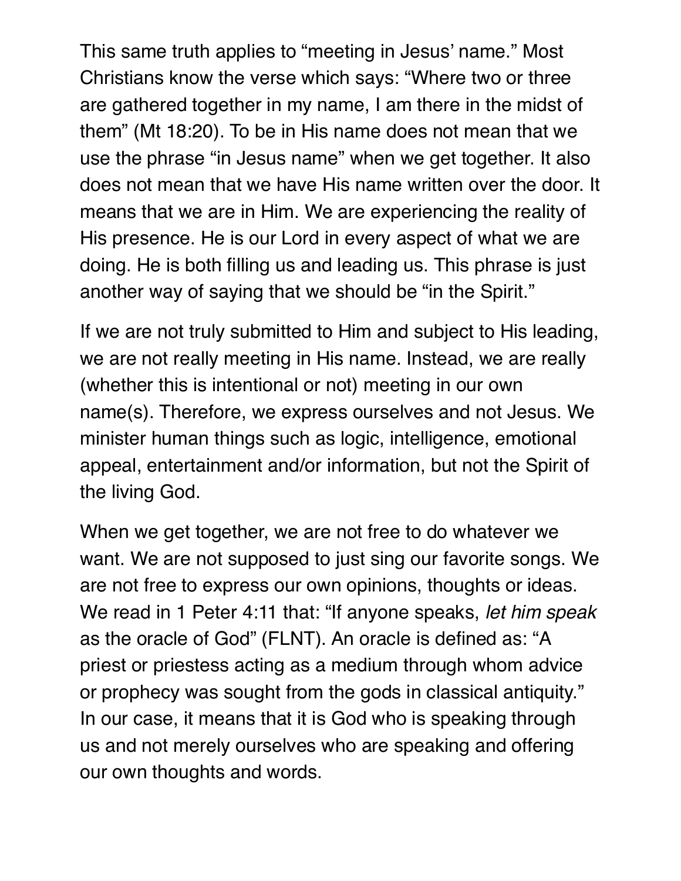This same truth applies to "meeting in Jesus' name." Most Christians know the verse which says: "Where two or three are gathered together in my name, I am there in the midst of them" (Mt 18:20). To be in His name does not mean that we use the phrase "in Jesus name" when we get together. It also does not mean that we have His name written over the door. It means that we are in Him. We are experiencing the reality of His presence. He is our Lord in every aspect of what we are doing. He is both filling us and leading us. This phrase is just another way of saying that we should be "in the Spirit."

If we are not truly submitted to Him and subject to His leading, we are not really meeting in His name. Instead, we are really (whether this is intentional or not) meeting in our own name(s). Therefore, we express ourselves and not Jesus. We minister human things such as logic, intelligence, emotional appeal, entertainment and/or information, but not the Spirit of the living God.

When we get together, we are not free to do whatever we want. We are not supposed to just sing our favorite songs. We are not free to express our own opinions, thoughts or ideas. We read in 1 Peter 4:11 that: "If anyone speaks, *let him speak* as the oracle of God" (FLNT). An oracle is defined as: "A priest or priestess acting as a medium through whom advice or prophecy was sought from the gods in classical antiquity." In our case, it means that it is God who is speaking through us and not merely ourselves who are speaking and offering our own thoughts and words.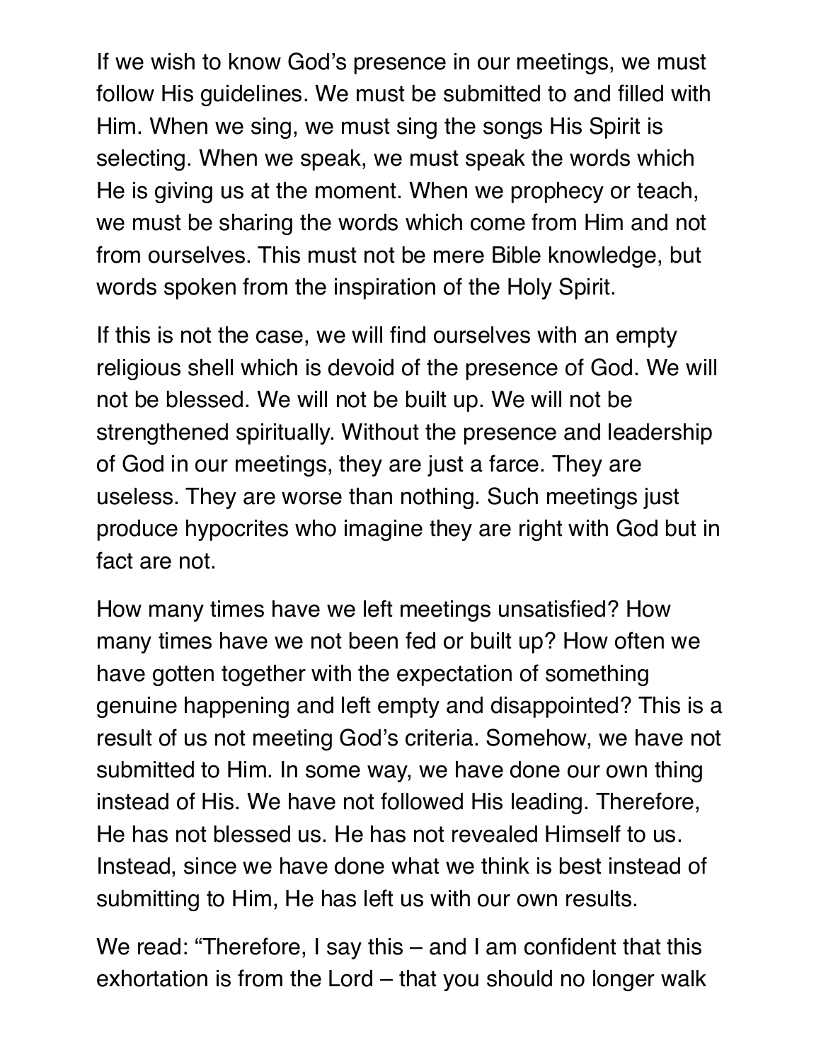If we wish to know God's presence in our meetings, we must follow His guidelines. We must be submitted to and filled with Him. When we sing, we must sing the songs His Spirit is selecting. When we speak, we must speak the words which He is giving us at the moment. When we prophecy or teach, we must be sharing the words which come from Him and not from ourselves. This must not be mere Bible knowledge, but words spoken from the inspiration of the Holy Spirit.

If this is not the case, we will find ourselves with an empty religious shell which is devoid of the presence of God. We will not be blessed. We will not be built up. We will not be strengthened spiritually. Without the presence and leadership of God in our meetings, they are just a farce. They are useless. They are worse than nothing. Such meetings just produce hypocrites who imagine they are right with God but in fact are not.

How many times have we left meetings unsatisfied? How many times have we not been fed or built up? How often we have gotten together with the expectation of something genuine happening and left empty and disappointed? This is a result of us not meeting God's criteria. Somehow, we have not submitted to Him. In some way, we have done our own thing instead of His. We have not followed His leading. Therefore, He has not blessed us. He has not revealed Himself to us. Instead, since we have done what we think is best instead of submitting to Him, He has left us with our own results.

We read: "Therefore, I say this – and I am confident that this exhortation is from the Lord – that you should no longer walk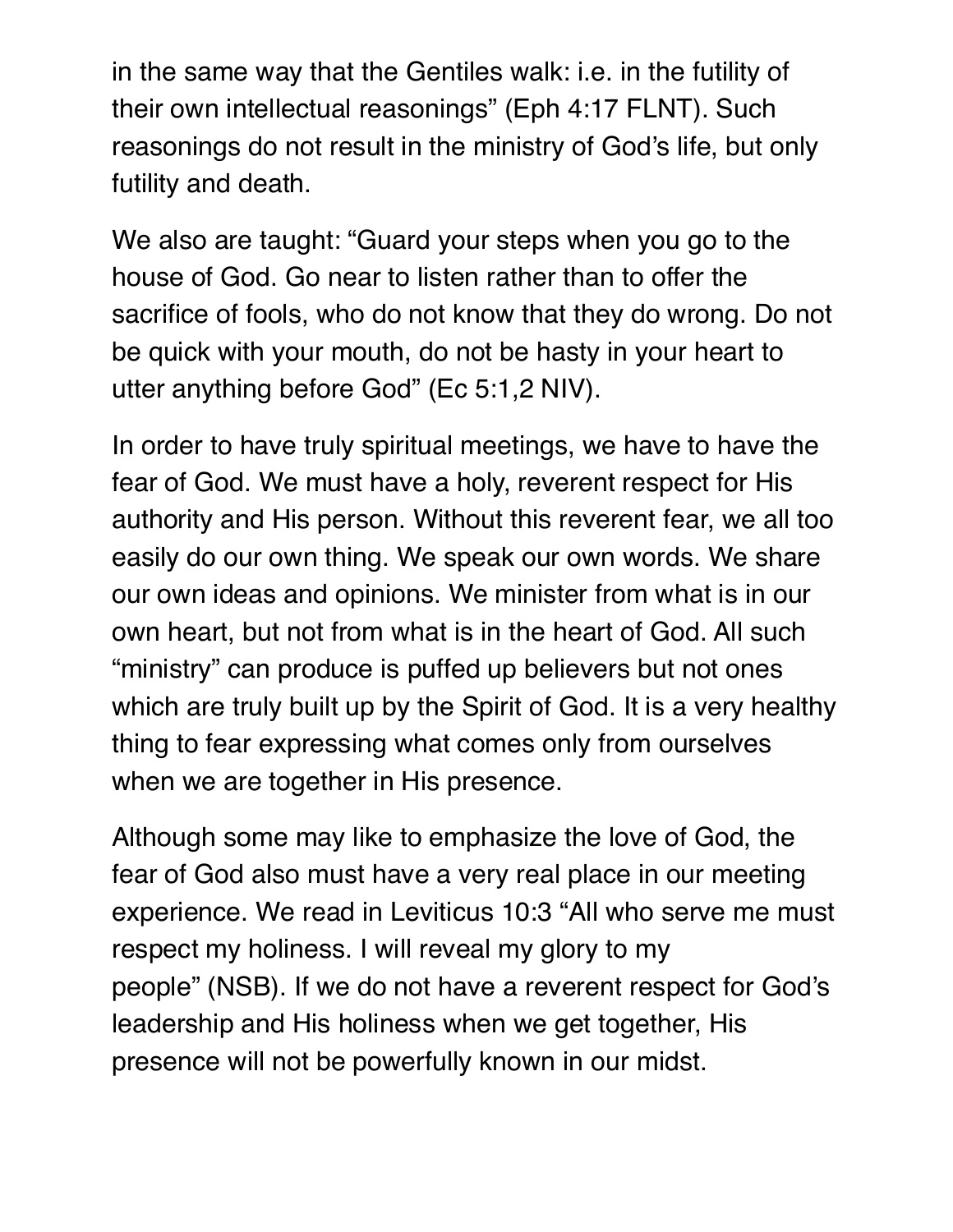in the same way that the Gentiles walk: i.e. in the futility of their own intellectual reasonings" (Eph 4:17 FLNT). Such reasonings do not result in the ministry of God's life, but only futility and death.

We also are taught: "Guard your steps when you go to the house of God. Go near to listen rather than to offer the sacrifice of fools, who do not know that they do wrong. Do not be quick with your mouth, do not be hasty in your heart to utter anything before God" (Ec 5:1,2 NIV).

In order to have truly spiritual meetings, we have to have the fear of God. We must have a holy, reverent respect for His authority and His person. Without this reverent fear, we all too easily do our own thing. We speak our own words. We share our own ideas and opinions. We minister from what is in our own heart, but not from what is in the heart of God. All such "ministry" can produce is puffed up believers but not ones which are truly built up by the Spirit of God. It is a very healthy thing to fear expressing what comes only from ourselves when we are together in His presence.

Although some may like to emphasize the love of God, the fear of God also must have a very real place in our meeting experience. We read in Leviticus 10:3 "All who serve me must respect my holiness. I will reveal my glory to my people" (NSB). If we do not have a reverent respect for God's leadership and His holiness when we get together, His presence will not be powerfully known in our midst.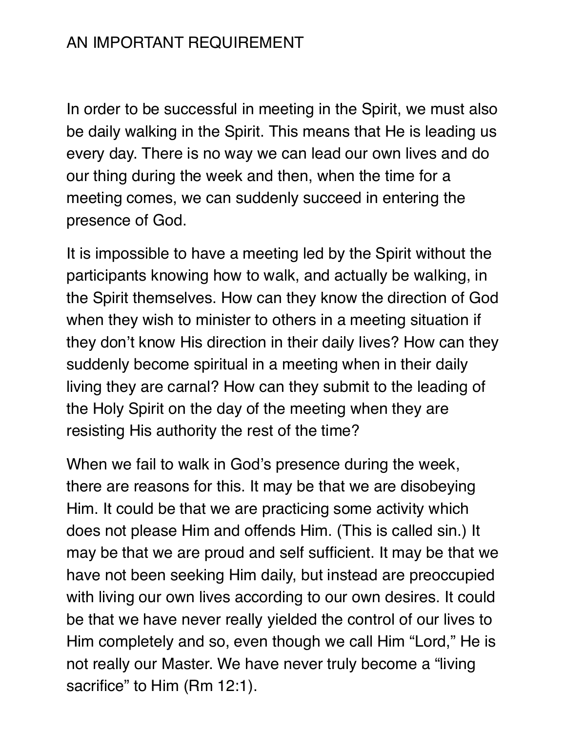## AN IMPORTANT REQUIREMENT

In order to be successful in meeting in the Spirit, we must also be daily walking in the Spirit. This means that He is leading us every day. There is no way we can lead our own lives and do our thing during the week and then, when the time for a meeting comes, we can suddenly succeed in entering the presence of God.

It is impossible to have a meeting led by the Spirit without the participants knowing how to walk, and actually be walking, in the Spirit themselves. How can they know the direction of God when they wish to minister to others in a meeting situation if they don't know His direction in their daily lives? How can they suddenly become spiritual in a meeting when in their daily living they are carnal? How can they submit to the leading of the Holy Spirit on the day of the meeting when they are resisting His authority the rest of the time?

When we fail to walk in God's presence during the week, there are reasons for this. It may be that we are disobeying Him. It could be that we are practicing some activity which does not please Him and offends Him. (This is called sin.) It may be that we are proud and self sufficient. It may be that we have not been seeking Him daily, but instead are preoccupied with living our own lives according to our own desires. It could be that we have never really yielded the control of our lives to Him completely and so, even though we call Him "Lord," He is not really our Master. We have never truly become a "living sacrifice" to Him (Rm 12:1).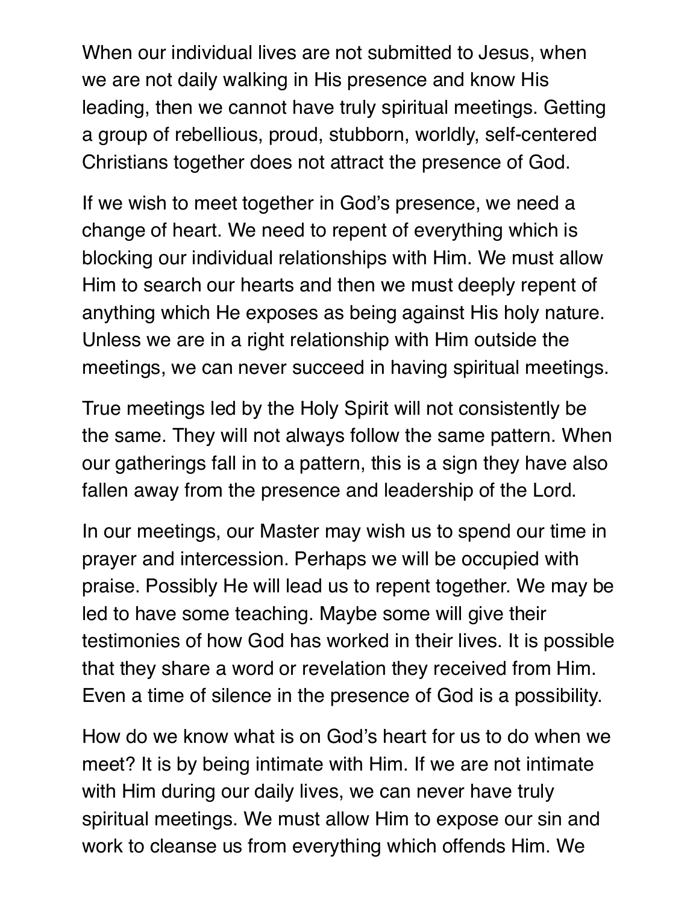When our individual lives are not submitted to Jesus, when we are not daily walking in His presence and know His leading, then we cannot have truly spiritual meetings. Getting a group of rebellious, proud, stubborn, worldly, self-centered Christians together does not attract the presence of God.

If we wish to meet together in God's presence, we need a change of heart. We need to repent of everything which is blocking our individual relationships with Him. We must allow Him to search our hearts and then we must deeply repent of anything which He exposes as being against His holy nature. Unless we are in a right relationship with Him outside the meetings, we can never succeed in having spiritual meetings.

True meetings led by the Holy Spirit will not consistently be the same. They will not always follow the same pattern. When our gatherings fall in to a pattern, this is a sign they have also fallen away from the presence and leadership of the Lord.

In our meetings, our Master may wish us to spend our time in prayer and intercession. Perhaps we will be occupied with praise. Possibly He will lead us to repent together. We may be led to have some teaching. Maybe some will give their testimonies of how God has worked in their lives. It is possible that they share a word or revelation they received from Him. Even a time of silence in the presence of God is a possibility.

How do we know what is on God's heart for us to do when we meet? It is by being intimate with Him. If we are not intimate with Him during our daily lives, we can never have truly spiritual meetings. We must allow Him to expose our sin and work to cleanse us from everything which offends Him. We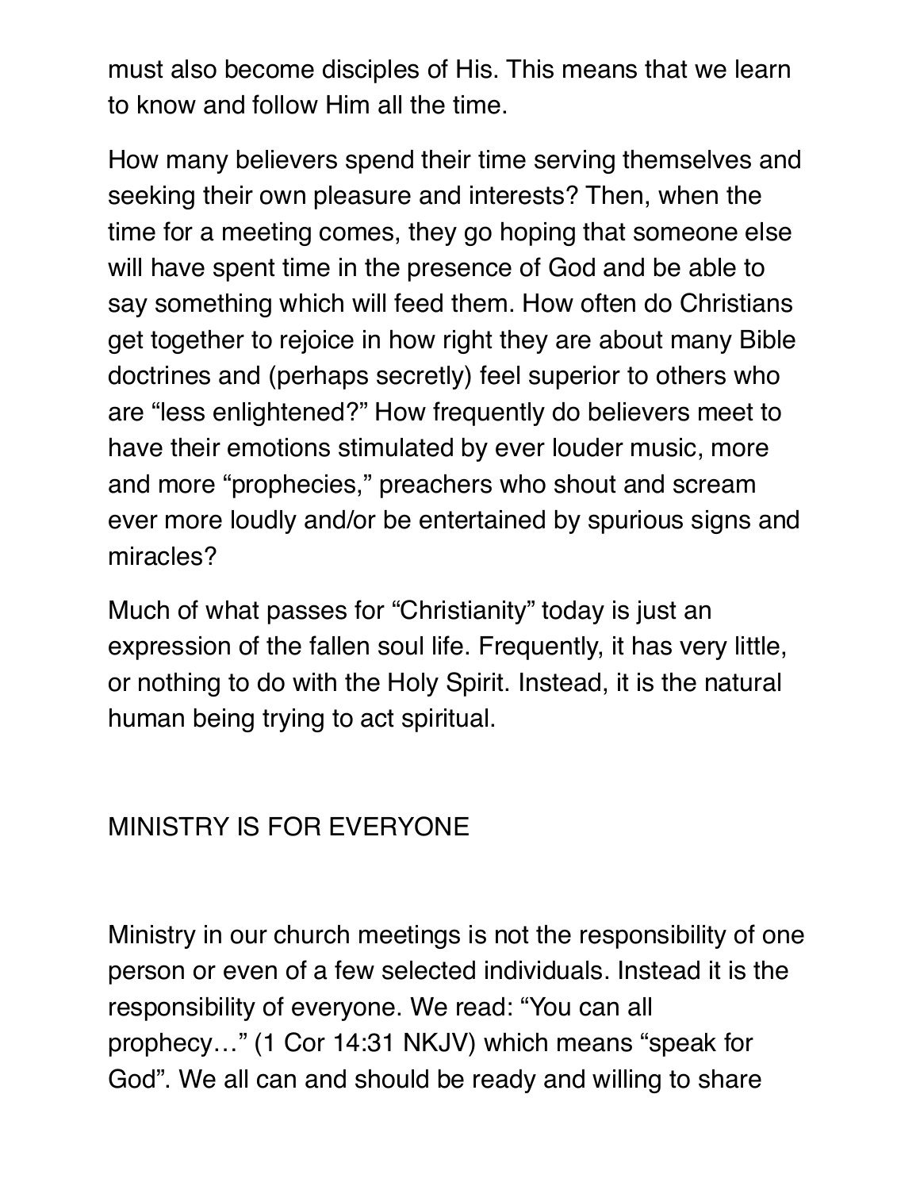must also become disciples of His. This means that we learn to know and follow Him all the time.

How many believers spend their time serving themselves and seeking their own pleasure and interests? Then, when the time for a meeting comes, they go hoping that someone else will have spent time in the presence of God and be able to say something which will feed them. How often do Christians get together to rejoice in how right they are about many Bible doctrines and (perhaps secretly) feel superior to others who are "less enlightened?" How frequently do believers meet to have their emotions stimulated by ever louder music, more and more "prophecies," preachers who shout and scream ever more loudly and/or be entertained by spurious signs and miracles?

Much of what passes for "Christianity" today is just an expression of the fallen soul life. Frequently, it has very little, or nothing to do with the Holy Spirit. Instead, it is the natural human being trying to act spiritual.

## MINISTRY IS FOR EVERYONE

Ministry in our church meetings is not the responsibility of one person or even of a few selected individuals. Instead it is the responsibility of everyone. We read: "You can all prophecy…" (1 Cor 14:31 NKJV) which means "speak for God". We all can and should be ready and willing to share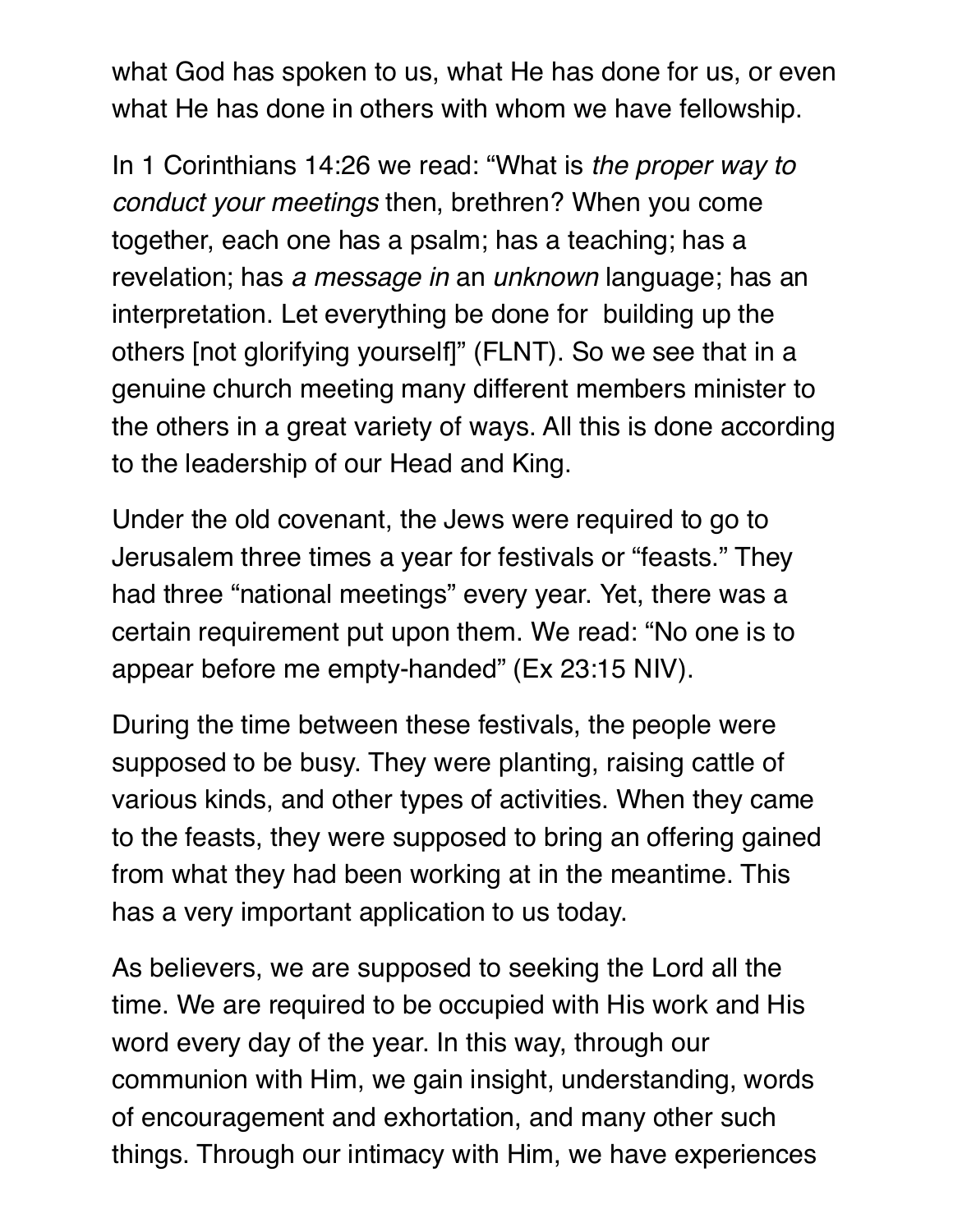what God has spoken to us, what He has done for us, or even what He has done in others with whom we have fellowship.

In 1 Corinthians 14:26 we read: "What is *the proper way to conduct your meetings* then, brethren? When you come together, each one has a psalm; has a teaching; has a revelation; has *a message in* an *unknown* language; has an interpretation. Let everything be done for building up the others [not glorifying yourself]" (FLNT). So we see that in a genuine church meeting many different members minister to the others in a great variety of ways. All this is done according to the leadership of our Head and King.

Under the old covenant, the Jews were required to go to Jerusalem three times a year for festivals or "feasts." They had three "national meetings" every year. Yet, there was a certain requirement put upon them. We read: "No one is to appear before me empty-handed" (Ex 23:15 NIV).

During the time between these festivals, the people were supposed to be busy. They were planting, raising cattle of various kinds, and other types of activities. When they came to the feasts, they were supposed to bring an offering gained from what they had been working at in the meantime. This has a very important application to us today.

As believers, we are supposed to seeking the Lord all the time. We are required to be occupied with His work and His word every day of the year. In this way, through our communion with Him, we gain insight, understanding, words of encouragement and exhortation, and many other such things. Through our intimacy with Him, we have experiences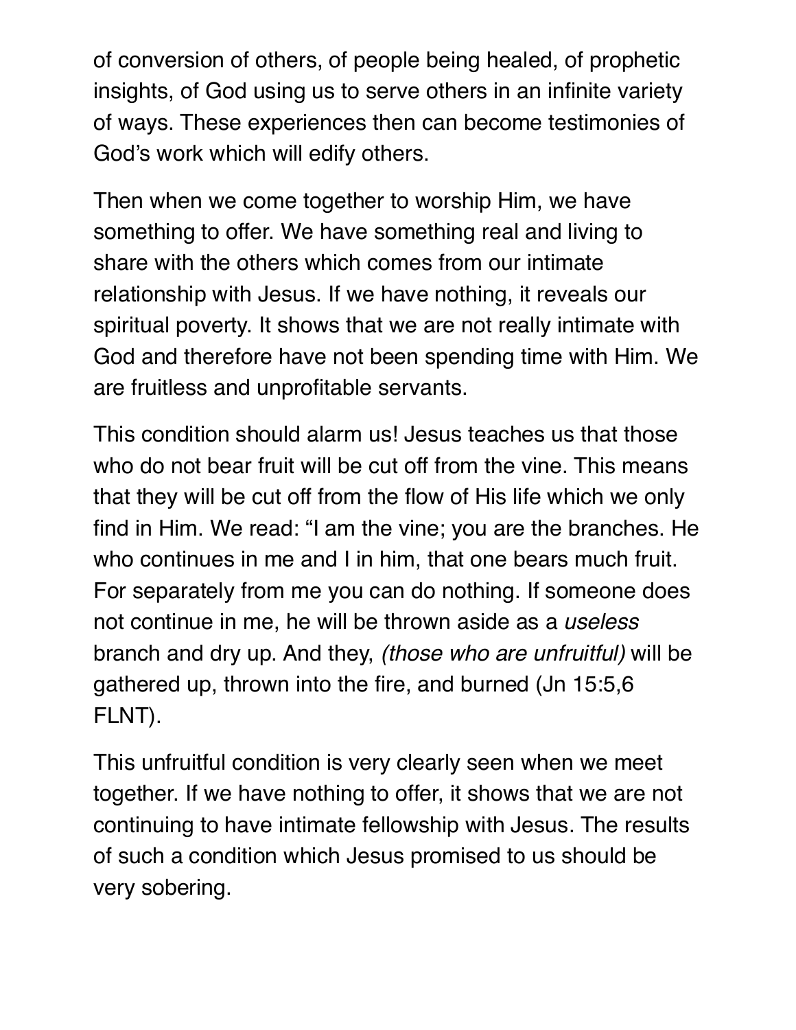of conversion of others, of people being healed, of prophetic insights, of God using us to serve others in an infinite variety of ways. These experiences then can become testimonies of God's work which will edify others.

Then when we come together to worship Him, we have something to offer. We have something real and living to share with the others which comes from our intimate relationship with Jesus. If we have nothing, it reveals our spiritual poverty. It shows that we are not really intimate with God and therefore have not been spending time with Him. We are fruitless and unprofitable servants.

This condition should alarm us! Jesus teaches us that those who do not bear fruit will be cut off from the vine. This means that they will be cut off from the flow of His life which we only find in Him. We read: "I am the vine; you are the branches. He who continues in me and I in him, that one bears much fruit. For separately from me you can do nothing. If someone does not continue in me, he will be thrown aside as a *useless* branch and dry up. And they, *(those who are unfruitful)* will be gathered up, thrown into the fire, and burned (Jn 15:5,6 FLNT).

This unfruitful condition is very clearly seen when we meet together. If we have nothing to offer, it shows that we are not continuing to have intimate fellowship with Jesus. The results of such a condition which Jesus promised to us should be very sobering.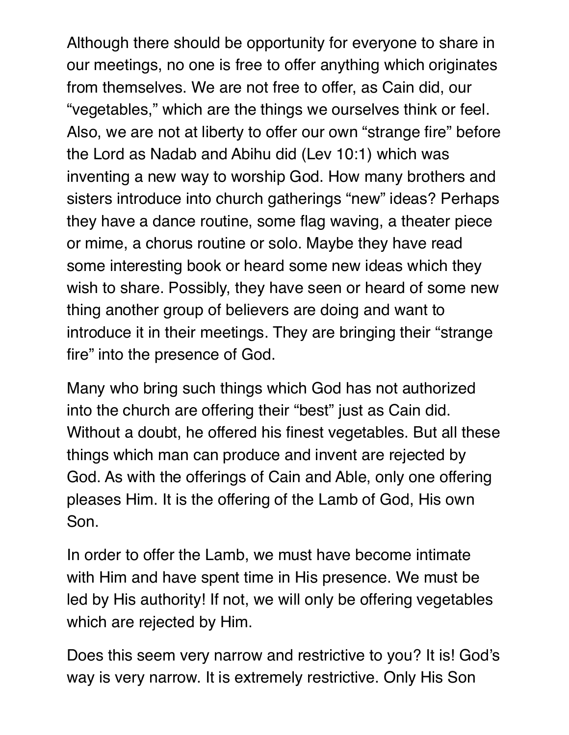Although there should be opportunity for everyone to share in our meetings, no one is free to offer anything which originates from themselves. We are not free to offer, as Cain did, our "vegetables," which are the things we ourselves think or feel. Also, we are not at liberty to offer our own "strange fire" before the Lord as Nadab and Abihu did (Lev 10:1) which was inventing a new way to worship God. How many brothers and sisters introduce into church gatherings "new" ideas? Perhaps they have a dance routine, some flag waving, a theater piece or mime, a chorus routine or solo. Maybe they have read some interesting book or heard some new ideas which they wish to share. Possibly, they have seen or heard of some new thing another group of believers are doing and want to introduce it in their meetings. They are bringing their "strange fire" into the presence of God.

Many who bring such things which God has not authorized into the church are offering their "best" just as Cain did. Without a doubt, he offered his finest vegetables. But all these things which man can produce and invent are rejected by God. As with the offerings of Cain and Able, only one offering pleases Him. It is the offering of the Lamb of God, His own Son.

In order to offer the Lamb, we must have become intimate with Him and have spent time in His presence. We must be led by His authority! If not, we will only be offering vegetables which are rejected by Him.

Does this seem very narrow and restrictive to you? It is! God's way is very narrow. It is extremely restrictive. Only His Son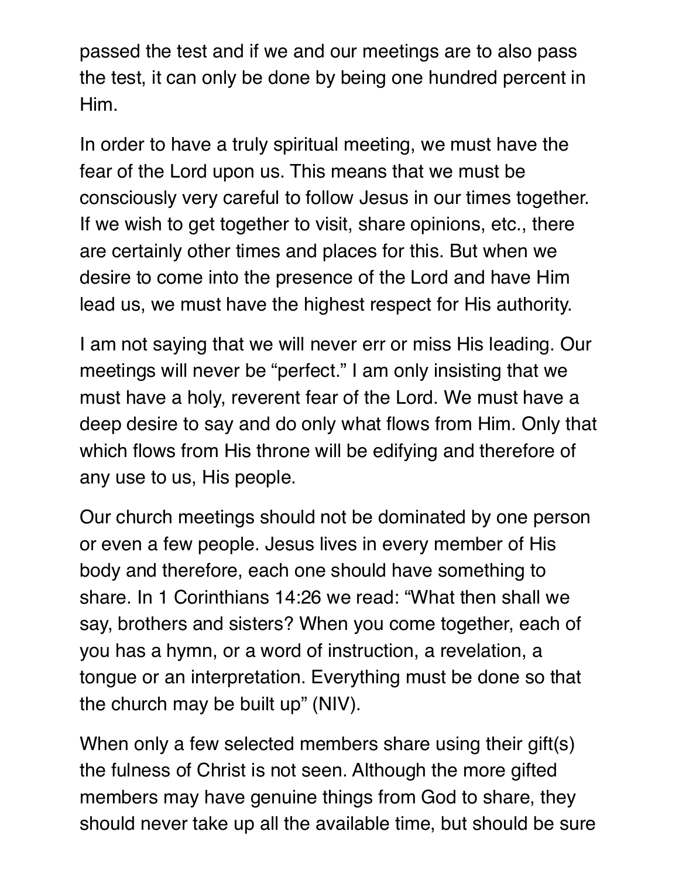passed the test and if we and our meetings are to also pass the test, it can only be done by being one hundred percent in Him.

In order to have a truly spiritual meeting, we must have the fear of the Lord upon us. This means that we must be consciously very careful to follow Jesus in our times together. If we wish to get together to visit, share opinions, etc., there are certainly other times and places for this. But when we desire to come into the presence of the Lord and have Him lead us, we must have the highest respect for His authority.

I am not saying that we will never err or miss His leading. Our meetings will never be "perfect." I am only insisting that we must have a holy, reverent fear of the Lord. We must have a deep desire to say and do only what flows from Him. Only that which flows from His throne will be edifying and therefore of any use to us, His people.

Our church meetings should not be dominated by one person or even a few people. Jesus lives in every member of His body and therefore, each one should have something to share. In 1 Corinthians 14:26 we read: "What then shall we say, brothers and sisters? When you come together, each of you has a hymn, or a word of instruction, a revelation, a tongue or an interpretation. Everything must be done so that the church may be built up" (NIV).

When only a few selected members share using their gift(s) the fulness of Christ is not seen. Although the more gifted members may have genuine things from God to share, they should never take up all the available time, but should be sure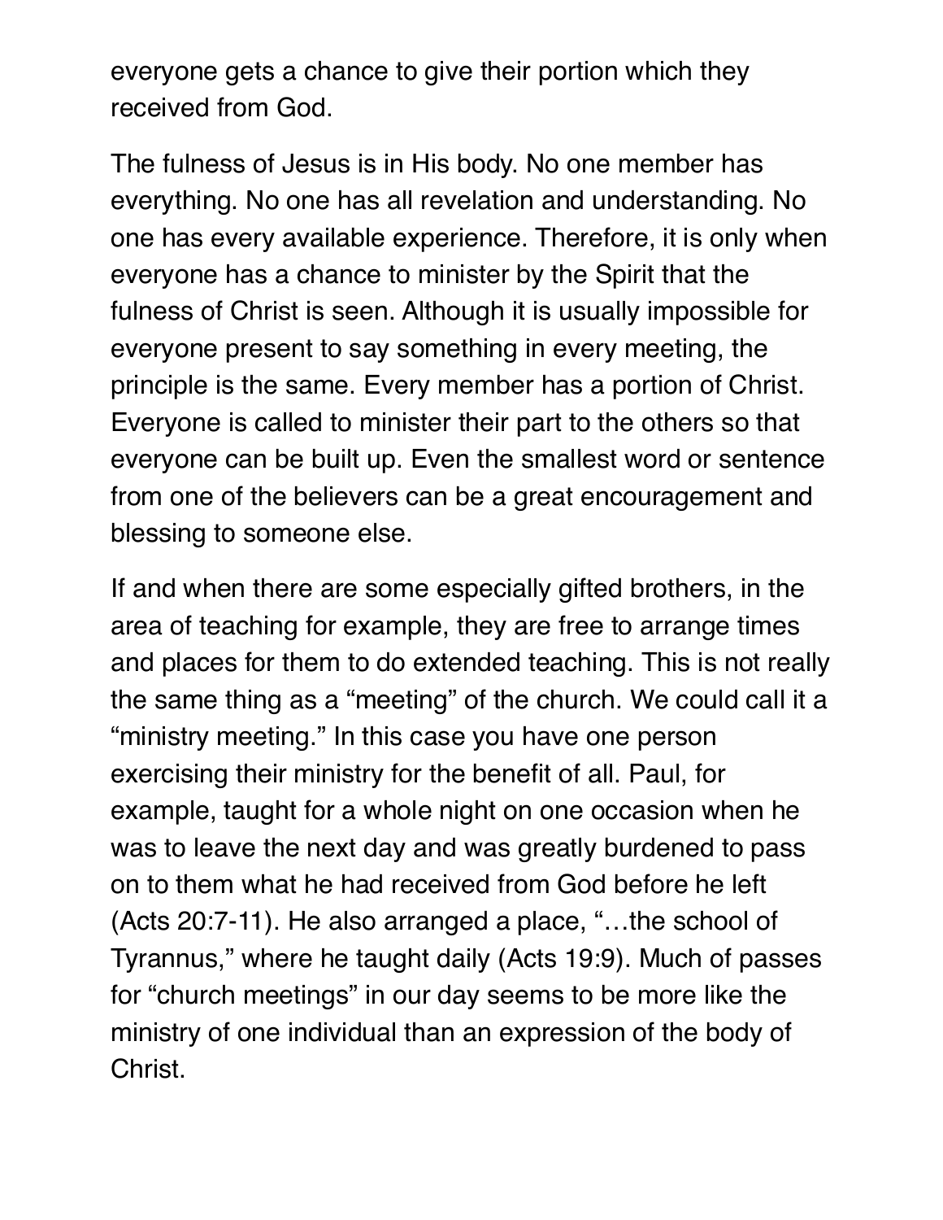everyone gets a chance to give their portion which they received from God.

The fulness of Jesus is in His body. No one member has everything. No one has all revelation and understanding. No one has every available experience. Therefore, it is only when everyone has a chance to minister by the Spirit that the fulness of Christ is seen. Although it is usually impossible for everyone present to say something in every meeting, the principle is the same. Every member has a portion of Christ. Everyone is called to minister their part to the others so that everyone can be built up. Even the smallest word or sentence from one of the believers can be a great encouragement and blessing to someone else.

If and when there are some especially gifted brothers, in the area of teaching for example, they are free to arrange times and places for them to do extended teaching. This is not really the same thing as a "meeting" of the church. We could call it a "ministry meeting." In this case you have one person exercising their ministry for the benefit of all. Paul, for example, taught for a whole night on one occasion when he was to leave the next day and was greatly burdened to pass on to them what he had received from God before he left (Acts 20:7-11). He also arranged a place, "…the school of Tyrannus," where he taught daily (Acts 19:9). Much of passes for "church meetings" in our day seems to be more like the ministry of one individual than an expression of the body of Christ.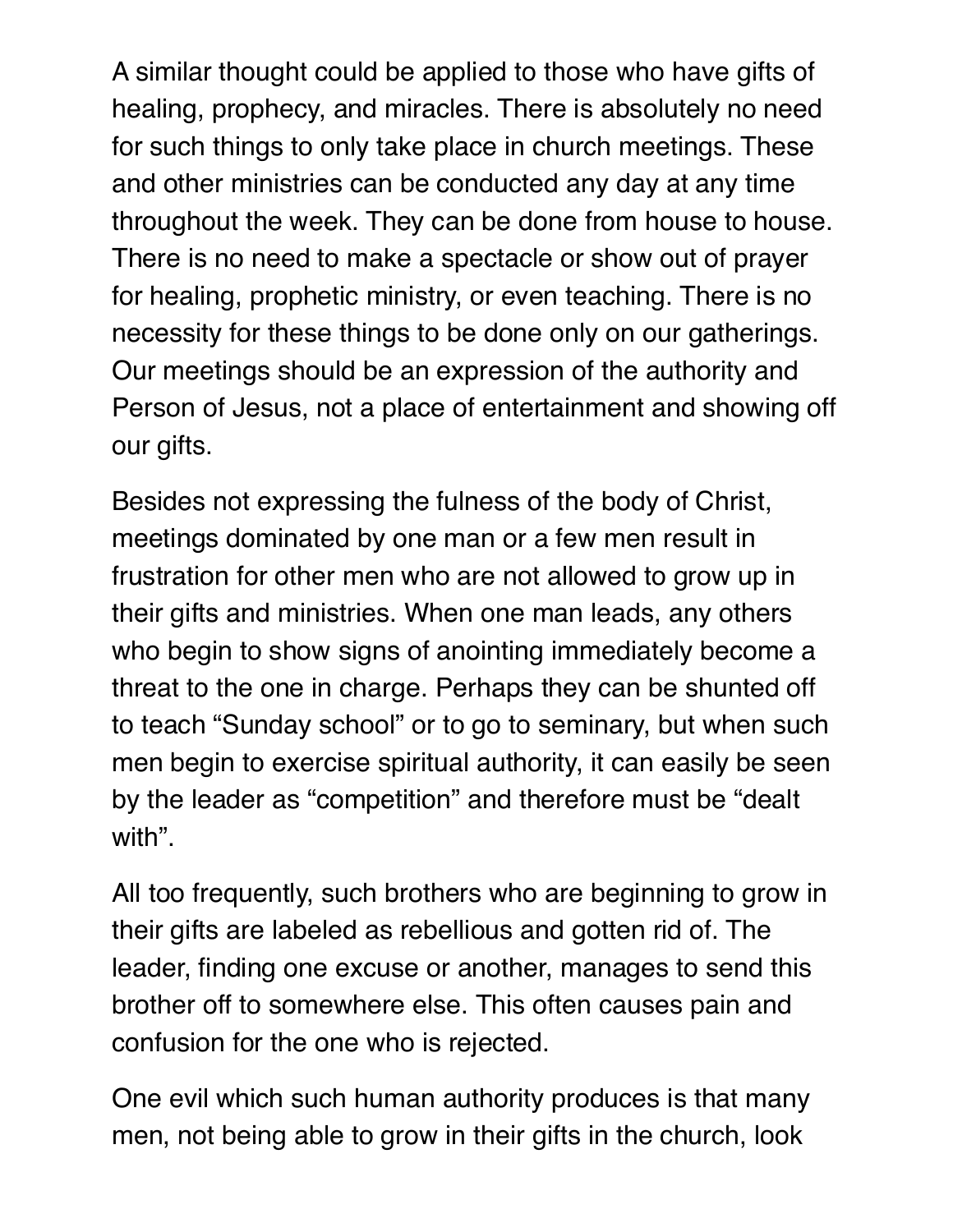A similar thought could be applied to those who have gifts of healing, prophecy, and miracles. There is absolutely no need for such things to only take place in church meetings. These and other ministries can be conducted any day at any time throughout the week. They can be done from house to house. There is no need to make a spectacle or show out of prayer for healing, prophetic ministry, or even teaching. There is no necessity for these things to be done only on our gatherings. Our meetings should be an expression of the authority and Person of Jesus, not a place of entertainment and showing off our gifts.

Besides not expressing the fulness of the body of Christ, meetings dominated by one man or a few men result in frustration for other men who are not allowed to grow up in their gifts and ministries. When one man leads, any others who begin to show signs of anointing immediately become a threat to the one in charge. Perhaps they can be shunted off to teach "Sunday school" or to go to seminary, but when such men begin to exercise spiritual authority, it can easily be seen by the leader as "competition" and therefore must be "dealt with".

All too frequently, such brothers who are beginning to grow in their gifts are labeled as rebellious and gotten rid of. The leader, finding one excuse or another, manages to send this brother off to somewhere else. This often causes pain and confusion for the one who is rejected.

One evil which such human authority produces is that many men, not being able to grow in their gifts in the church, look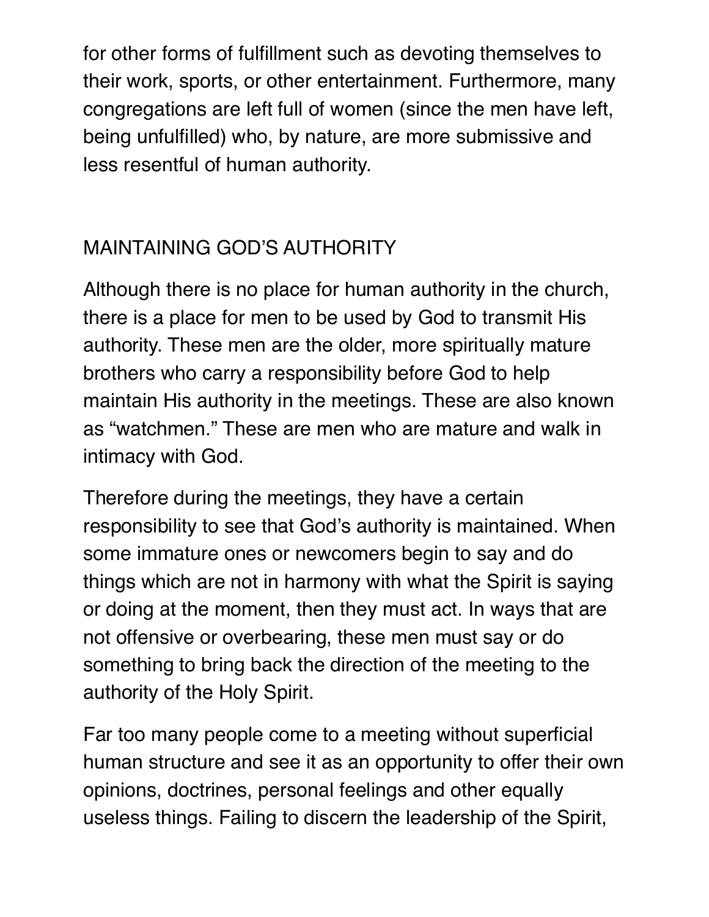for other forms of fulfillment such as devoting themselves to their work, sports, or other entertainment. Furthermore, many congregations are left full of women (since the men have left, being unfulfilled) who, by nature, are more submissive and less resentful of human authority.

## MAINTAINING GOD'S AUTHORITY

Although there is no place for human authority in the church, there is a place for men to be used by God to transmit His authority. These men are the older, more spiritually mature brothers who carry a responsibility before God to help maintain His authority in the meetings. These are also known as "watchmen." These are men who are mature and walk in intimacy with God.

Therefore during the meetings, they have a certain responsibility to see that God's authority is maintained. When some immature ones or newcomers begin to say and do things which are not in harmony with what the Spirit is saying or doing at the moment, then they must act. In ways that are not offensive or overbearing, these men must say or do something to bring back the direction of the meeting to the authority of the Holy Spirit.

Far too many people come to a meeting without superficial human structure and see it as an opportunity to offer their own opinions, doctrines, personal feelings and other equally useless things. Failing to discern the leadership of the Spirit,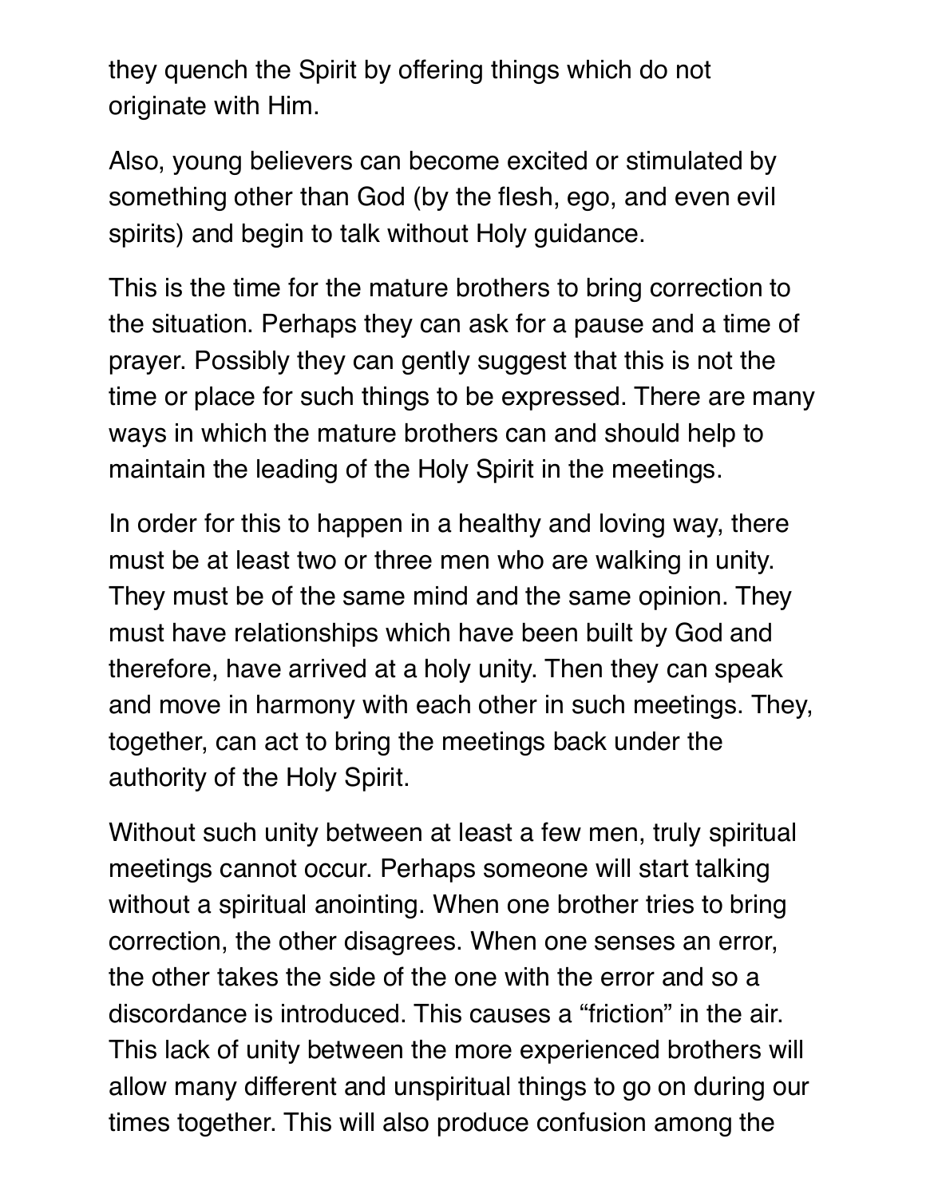they quench the Spirit by offering things which do not originate with Him.

Also, young believers can become excited or stimulated by something other than God (by the flesh, ego, and even evil spirits) and begin to talk without Holy guidance.

This is the time for the mature brothers to bring correction to the situation. Perhaps they can ask for a pause and a time of prayer. Possibly they can gently suggest that this is not the time or place for such things to be expressed. There are many ways in which the mature brothers can and should help to maintain the leading of the Holy Spirit in the meetings.

In order for this to happen in a healthy and loving way, there must be at least two or three men who are walking in unity. They must be of the same mind and the same opinion. They must have relationships which have been built by God and therefore, have arrived at a holy unity. Then they can speak and move in harmony with each other in such meetings. They, together, can act to bring the meetings back under the authority of the Holy Spirit.

Without such unity between at least a few men, truly spiritual meetings cannot occur. Perhaps someone will start talking without a spiritual anointing. When one brother tries to bring correction, the other disagrees. When one senses an error, the other takes the side of the one with the error and so a discordance is introduced. This causes a "friction" in the air. This lack of unity between the more experienced brothers will allow many different and unspiritual things to go on during our times together. This will also produce confusion among the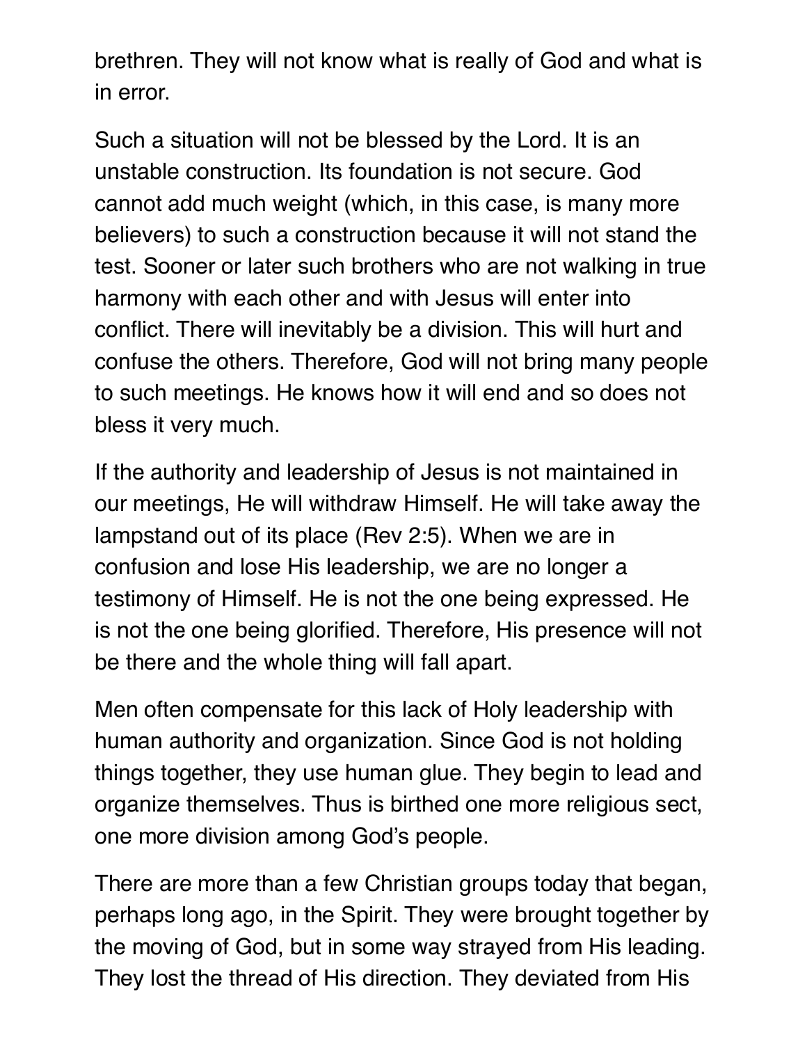brethren. They will not know what is really of God and what is in error.

Such a situation will not be blessed by the Lord. It is an unstable construction. Its foundation is not secure. God cannot add much weight (which, in this case, is many more believers) to such a construction because it will not stand the test. Sooner or later such brothers who are not walking in true harmony with each other and with Jesus will enter into conflict. There will inevitably be a division. This will hurt and confuse the others. Therefore, God will not bring many people to such meetings. He knows how it will end and so does not bless it very much.

If the authority and leadership of Jesus is not maintained in our meetings, He will withdraw Himself. He will take away the lampstand out of its place (Rev 2:5). When we are in confusion and lose His leadership, we are no longer a testimony of Himself. He is not the one being expressed. He is not the one being glorified. Therefore, His presence will not be there and the whole thing will fall apart.

Men often compensate for this lack of Holy leadership with human authority and organization. Since God is not holding things together, they use human glue. They begin to lead and organize themselves. Thus is birthed one more religious sect, one more division among God's people.

There are more than a few Christian groups today that began, perhaps long ago, in the Spirit. They were brought together by the moving of God, but in some way strayed from His leading. They lost the thread of His direction. They deviated from His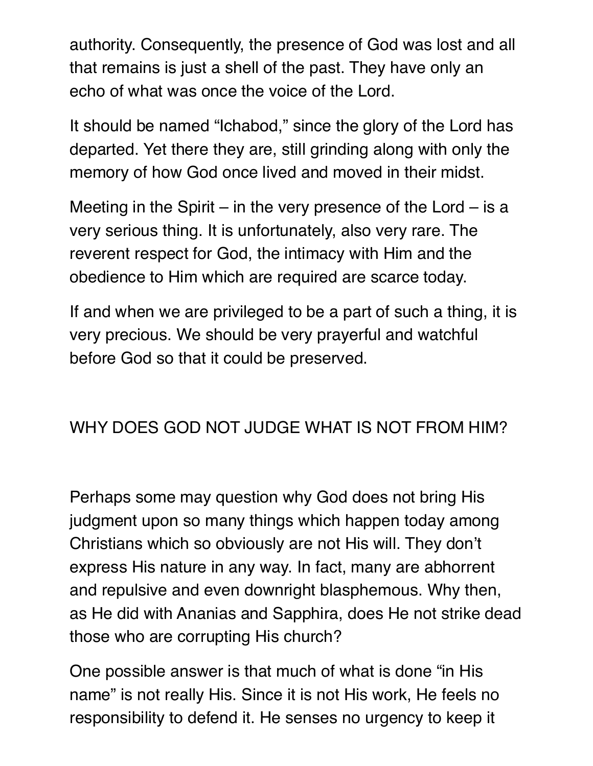authority. Consequently, the presence of God was lost and all that remains is just a shell of the past. They have only an echo of what was once the voice of the Lord.

It should be named “Ichabod,” since the glory of the Lord has departed. Yet there they are, still grinding along with only the memory of how God once lived and moved in their midst.

Meeting in the Spirit – in the very presence of the Lord – is a very serious thing. It is unfortunately, also very rare. The reverent respect for God, the intimacy with Him and the obedience to Him which are required are scarce today.

If and when we are privileged to be a part of such a thing, it is very precious. We should be very prayerful and watchful before God so that it could be preserved.

## WHY DOES GOD NOT JUDGE WHAT IS NOT FROM HIM?

Perhaps some may question why God does not bring His judgment upon so many things which happen today among Christians which so obviously are not His will. They don’t express His nature in any way. In fact, many are abhorrent and repulsive and even downright blasphemous. Why then, as He did with Ananias and Sapphira, does He not strike dead those who are corrupting His church?

One possible answer is that much of what is done “in His name” is not really His. Since it is not His work, He feels no responsibility to defend it. He senses no urgency to keep it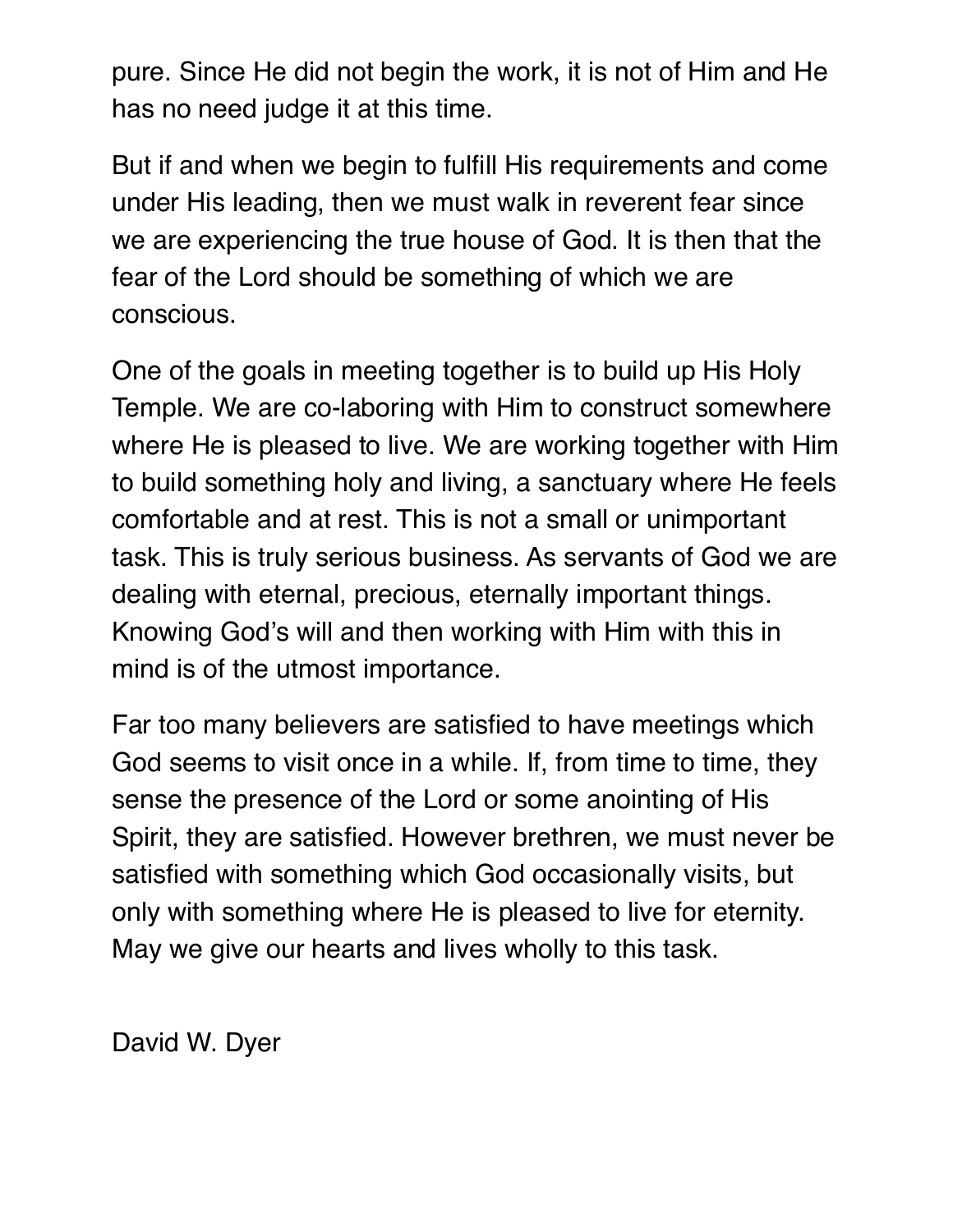pure. Since He did not begin the work, it is not of Him and He has no need judge it at this time.

But if and when we begin to fulfill His requirements and come under His leading, then we must walk in reverent fear since we are experiencing the true house of God. It is then that the fear of the Lord should be something of which we are conscious.

One of the goals in meeting together is to build up His Holy Temple. We are co-laboring with Him to construct somewhere where He is pleased to live. We are working together with Him to build something holy and living, a sanctuary where He feels comfortable and at rest. This is not a small or unimportant task. This is truly serious business. As servants of God we are dealing with eternal, precious, eternally important things. Knowing God's will and then working with Him with this in mind is of the utmost importance.

Far too many believers are satisfied to have meetings which God seems to visit once in a while. If, from time to time, they sense the presence of the Lord or some anointing of His Spirit, they are satisfied. However brethren, we must never be satisfied with something which God occasionally visits, but only with something where He is pleased to live for eternity. May we give our hearts and lives wholly to this task.

David W. Dyer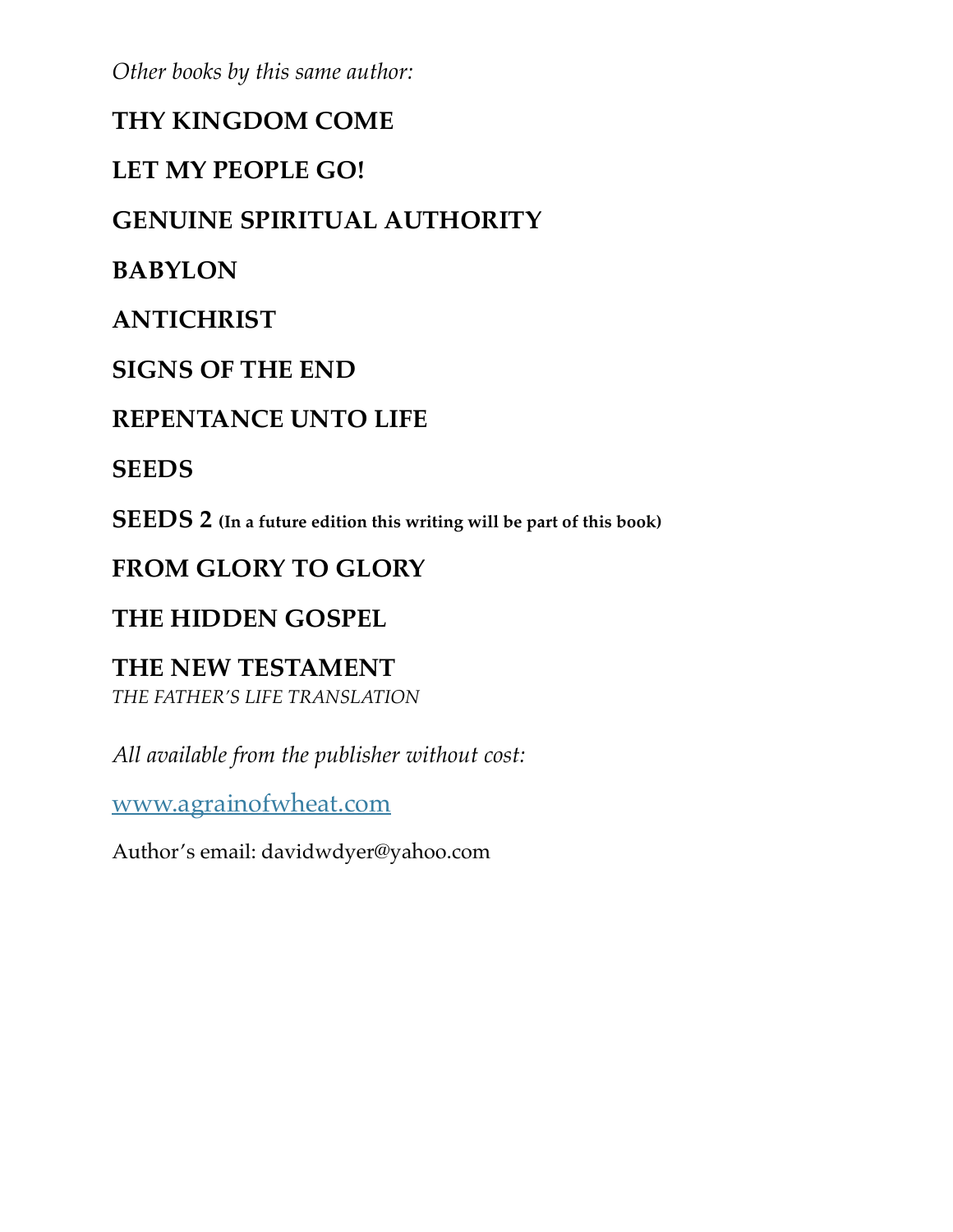*Other books by this same author:*

**THY KINGDOM COME**

**LET MY PEOPLE GO!**

**GENUINE SPIRITUAL AUTHORITY**

**BABYLON**

**ANTICHRIST**

**SIGNS OF THE END**

**REPENTANCE UNTO LIFE**

**SEEDS**

**SEEDS 2** **(In a future edition this writing will be part of this book)**

**FROM GLORY TO GLORY**

**THE HIDDEN GOSPEL**

**THE NEW TESTAMENT**
*THE FATHER'S LIFE TRANSLATION*

*All available from the publisher without cost:*

www.agrainofwheat.com

Author's email: davidwdyer@yahoo.com